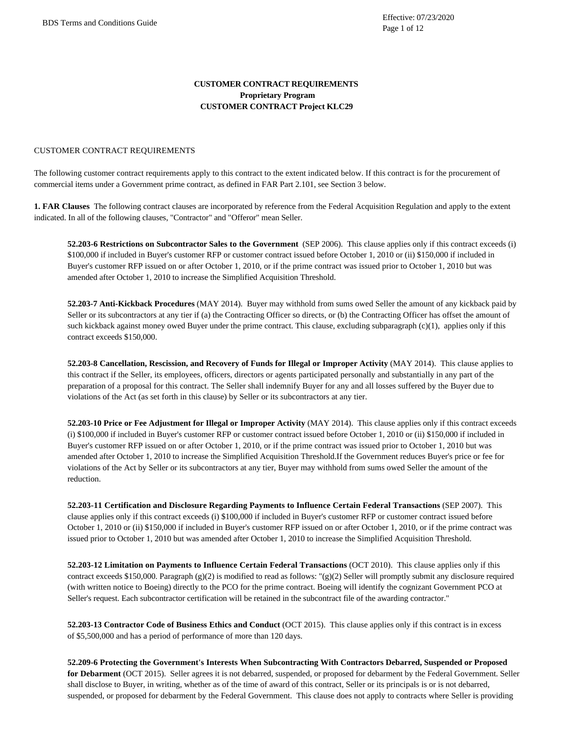**CUSTOMER CONTRACT REQUIREMENTS**
**Proprietary Program**
**CUSTOMER CONTRACT Project KLC29**

CUSTOMER CONTRACT REQUIREMENTS

The following customer contract requirements apply to this contract to the extent indicated below. If this contract is for the procurement of commercial items under a Government prime contract, as defined in FAR Part 2.101, see Section 3 below.

**1. FAR Clauses** The following contract clauses are incorporated by reference from the Federal Acquisition Regulation and apply to the extent indicated. In all of the following clauses, "Contractor" and "Offeror" mean Seller.

> **52.203-6 Restrictions on Subcontractor Sales to the Government** (SEP 2006). This clause applies only if this contract exceeds (i) $100,000 if included in Buyer's customer RFP or customer contract issued before October 1, 2010 or (ii) $150,000 if included in Buyer's customer RFP issued on or after October 1, 2010, or if the prime contract was issued prior to October 1, 2010 but was amended after October 1, 2010 to increase the Simplified Acquisition Threshold.
>
> **52.203-7 Anti-Kickback Procedures** (MAY 2014). Buyer may withhold from sums owed Seller the amount of any kickback paid by Seller or its subcontractors at any tier if (a) the Contracting Officer so directs, or (b) the Contracting Officer has offset the amount of such kickback against money owed Buyer under the prime contract. This clause, excluding subparagraph (c)(1), applies only if this contract exceeds $150,000.
>
> **52.203-8 Cancellation, Rescission, and Recovery of Funds for Illegal or Improper Activity** (MAY 2014). This clause applies to this contract if the Seller, its employees, officers, directors or agents participated personally and substantially in any part of the preparation of a proposal for this contract. The Seller shall indemnify Buyer for any and all losses suffered by the Buyer due to violations of the Act (as set forth in this clause) by Seller or its subcontractors at any tier.
>
> **52.203-10 Price or Fee Adjustment for Illegal or Improper Activity** (MAY 2014). This clause applies only if this contract exceeds (i) $100,000 if included in Buyer's customer RFP or customer contract issued before October 1, 2010 or (ii) $150,000 if included in Buyer's customer RFP issued on or after October 1, 2010, or if the prime contract was issued prior to October 1, 2010 but was amended after October 1, 2010 to increase the Simplified Acquisition Threshold.If the Government reduces Buyer's price or fee for violations of the Act by Seller or its subcontractors at any tier, Buyer may withhold from sums owed Seller the amount of the reduction.
>
> **52.203-11 Certification and Disclosure Regarding Payments to Influence Certain Federal Transactions** (SEP 2007). This clause applies only if this contract exceeds (i) $100,000 if included in Buyer's customer RFP or customer contract issued before October 1, 2010 or (ii) $150,000 if included in Buyer's customer RFP issued on or after October 1, 2010, or if the prime contract was issued prior to October 1, 2010 but was amended after October 1, 2010 to increase the Simplified Acquisition Threshold.
>
> **52.203-12 Limitation on Payments to Influence Certain Federal Transactions** (OCT 2010). This clause applies only if this contract exceeds $150,000. Paragraph (g)(2) is modified to read as follows: "(g)(2) Seller will promptly submit any disclosure required (with written notice to Boeing) directly to the PCO for the prime contract. Boeing will identify the cognizant Government PCO at Seller's request. Each subcontractor certification will be retained in the subcontract file of the awarding contractor."
>
> **52.203-13 Contractor Code of Business Ethics and Conduct** (OCT 2015). This clause applies only if this contract is in excess of $5,500,000 and has a period of performance of more than 120 days.
>
> **52.209-6 Protecting the Government's Interests When Subcontracting With Contractors Debarred, Suspended or Proposed for Debarment** (OCT 2015). Seller agrees it is not debarred, suspended, or proposed for debarment by the Federal Government. Seller shall disclose to Buyer, in writing, whether as of the time of award of this contract, Seller or its principals is or is not debarred, suspended, or proposed for debarment by the Federal Government. This clause does not apply to contracts where Seller is providing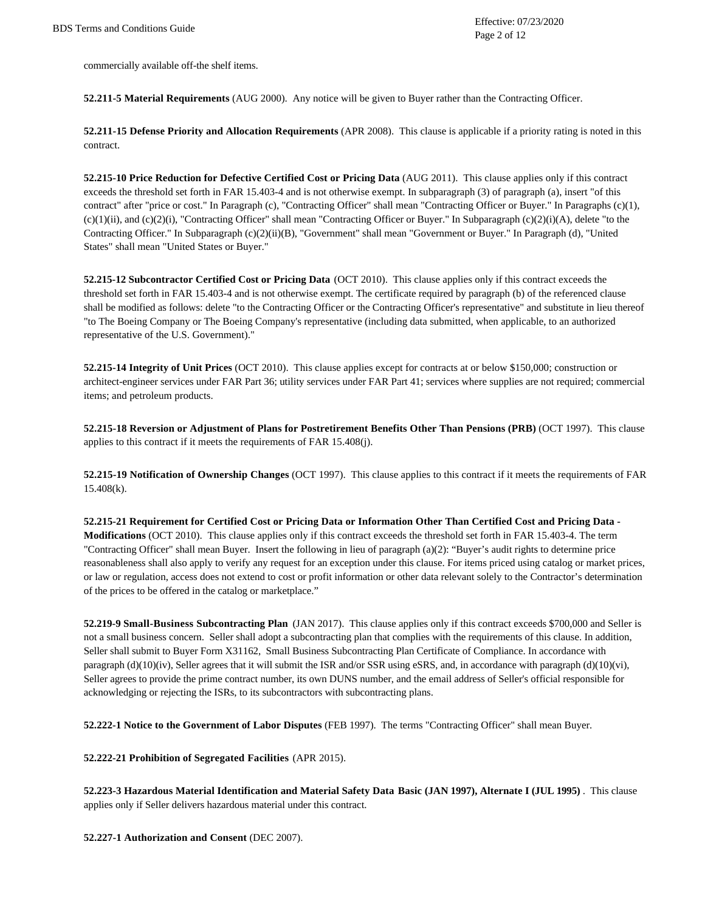commercially available off-the shelf items.

**52.211-5 Material Requirements** (AUG 2000). Any notice will be given to Buyer rather than the Contracting Officer.

**52.211-15 Defense Priority and Allocation Requirements** (APR 2008). This clause is applicable if a priority rating is noted in this contract.

**52.215-10 Price Reduction for Defective Certified Cost or Pricing Data** (AUG 2011). This clause applies only if this contract exceeds the threshold set forth in FAR 15.403-4 and is not otherwise exempt. In subparagraph (3) of paragraph (a), insert "of this contract" after "price or cost." In Paragraph (c), "Contracting Officer" shall mean "Contracting Officer or Buyer." In Paragraphs (c)(1), (c)(1)(ii), and (c)(2)(i), "Contracting Officer" shall mean "Contracting Officer or Buyer." In Subparagraph (c)(2)(i)(A), delete "to the Contracting Officer." In Subparagraph (c)(2)(ii)(B), "Government" shall mean "Government or Buyer." In Paragraph (d), "United States" shall mean "United States or Buyer."

**52.215-12 Subcontractor Certified Cost or Pricing Data** (OCT 2010). This clause applies only if this contract exceeds the threshold set forth in FAR 15.403-4 and is not otherwise exempt. The certificate required by paragraph (b) of the referenced clause shall be modified as follows: delete "to the Contracting Officer or the Contracting Officer's representative" and substitute in lieu thereof "to The Boeing Company or The Boeing Company's representative (including data submitted, when applicable, to an authorized representative of the U.S. Government)."

**52.215-14 Integrity of Unit Prices** (OCT 2010). This clause applies except for contracts at or below $150,000; construction or architect-engineer services under FAR Part 36; utility services under FAR Part 41; services where supplies are not required; commercial items; and petroleum products.

**52.215-18 Reversion or Adjustment of Plans for Postretirement Benefits Other Than Pensions (PRB)** (OCT 1997). This clause applies to this contract if it meets the requirements of FAR 15.408(j).

**52.215-19 Notification of Ownership Changes** (OCT 1997). This clause applies to this contract if it meets the requirements of FAR 15.408(k).

**52.215-21 Requirement for Certified Cost or Pricing Data or Information Other Than Certified Cost and Pricing Data - Modifications** (OCT 2010). This clause applies only if this contract exceeds the threshold set forth in FAR 15.403-4. The term "Contracting Officer" shall mean Buyer. Insert the following in lieu of paragraph (a)(2): "Buyer's audit rights to determine price reasonableness shall also apply to verify any request for an exception under this clause. For items priced using catalog or market prices, or law or regulation, access does not extend to cost or profit information or other data relevant solely to the Contractor's determination of the prices to be offered in the catalog or marketplace."

**52.219-9 Small-Business Subcontracting Plan** (JAN 2017). This clause applies only if this contract exceeds $700,000 and Seller is not a small business concern. Seller shall adopt a subcontracting plan that complies with the requirements of this clause. In addition, Seller shall submit to Buyer Form X31162, Small Business Subcontracting Plan Certificate of Compliance. In accordance with paragraph (d)(10)(iv), Seller agrees that it will submit the ISR and/or SSR using eSRS, and, in accordance with paragraph (d)(10)(vi), Seller agrees to provide the prime contract number, its own DUNS number, and the email address of Seller's official responsible for acknowledging or rejecting the ISRs, to its subcontractors with subcontracting plans.

**52.222-1 Notice to the Government of Labor Disputes** (FEB 1997). The terms "Contracting Officer" shall mean Buyer.

**52.222-21 Prohibition of Segregated Facilities** (APR 2015).

**52.223-3 Hazardous Material Identification and Material Safety Data Basic (JAN 1997), Alternate I (JUL 1995)** . This clause applies only if Seller delivers hazardous material under this contract.

**52.227-1 Authorization and Consent** (DEC 2007).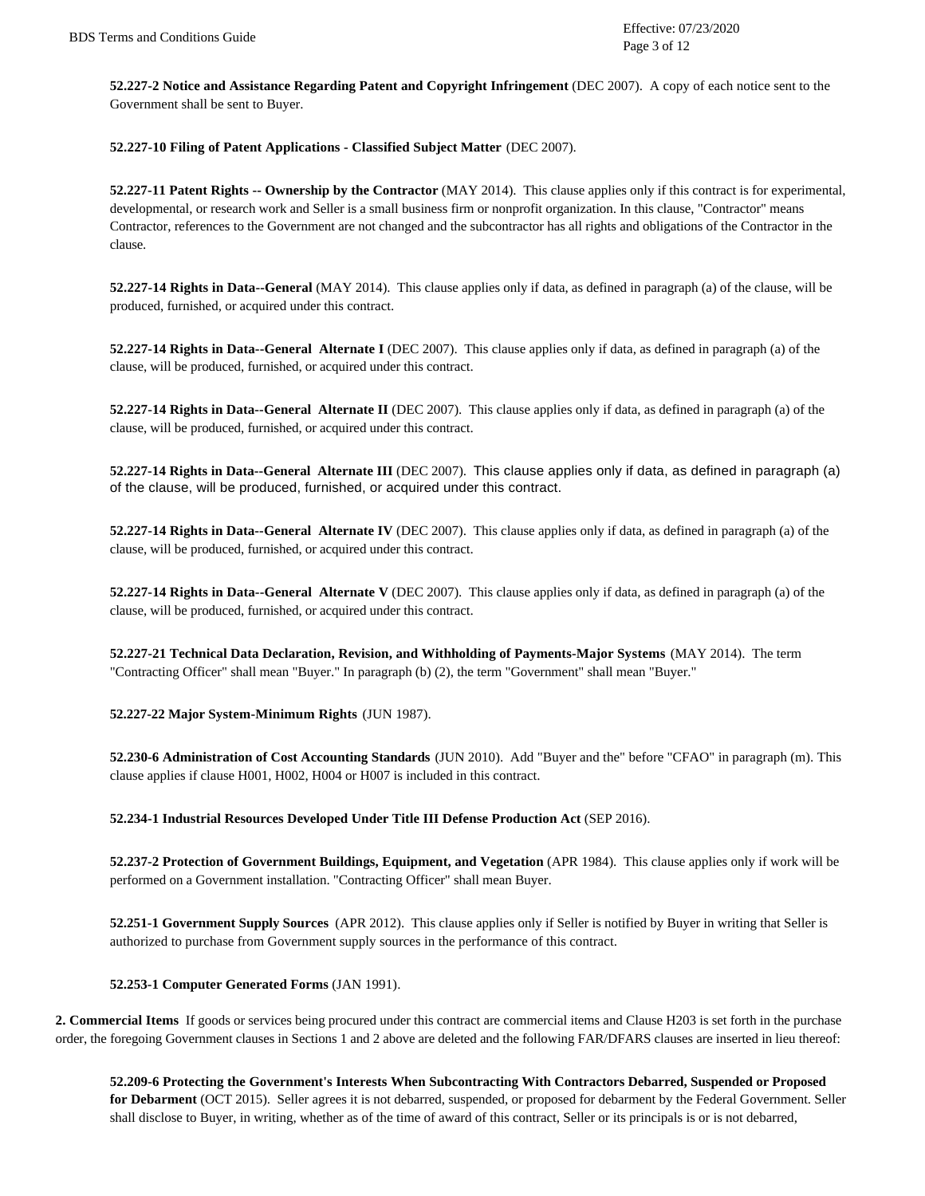**52.227-2 Notice and Assistance Regarding Patent and Copyright Infringement** (DEC 2007). A copy of each notice sent to the Government shall be sent to Buyer.

**52.227-10 Filing of Patent Applications - Classified Subject Matter** (DEC 2007).

**52.227-11 Patent Rights -- Ownership by the Contractor** (MAY 2014). This clause applies only if this contract is for experimental, developmental, or research work and Seller is a small business firm or nonprofit organization. In this clause, "Contractor" means Contractor, references to the Government are not changed and the subcontractor has all rights and obligations of the Contractor in the clause.

**52.227-14 Rights in Data--General** (MAY 2014). This clause applies only if data, as defined in paragraph (a) of the clause, will be produced, furnished, or acquired under this contract.

**52.227-14 Rights in Data--General Alternate I** (DEC 2007). This clause applies only if data, as defined in paragraph (a) of the clause, will be produced, furnished, or acquired under this contract.

**52.227-14 Rights in Data--General Alternate II** (DEC 2007). This clause applies only if data, as defined in paragraph (a) of the clause, will be produced, furnished, or acquired under this contract.

**52.227-14 Rights in Data--General Alternate III** (DEC 2007). This clause applies only if data, as defined in paragraph (a) of the clause, will be produced, furnished, or acquired under this contract.

**52.227-14 Rights in Data--General Alternate IV** (DEC 2007). This clause applies only if data, as defined in paragraph (a) of the clause, will be produced, furnished, or acquired under this contract.

**52.227-14 Rights in Data--General Alternate V** (DEC 2007). This clause applies only if data, as defined in paragraph (a) of the clause, will be produced, furnished, or acquired under this contract.

**52.227-21 Technical Data Declaration, Revision, and Withholding of Payments-Major Systems** (MAY 2014). The term "Contracting Officer" shall mean "Buyer." In paragraph (b) (2), the term "Government" shall mean "Buyer."

**52.227-22 Major System-Minimum Rights** (JUN 1987).

**52.230-6 Administration of Cost Accounting Standards** (JUN 2010). Add "Buyer and the" before "CFAO" in paragraph (m). This clause applies if clause H001, H002, H004 or H007 is included in this contract.

**52.234-1 Industrial Resources Developed Under Title III Defense Production Act** (SEP 2016).

**52.237-2 Protection of Government Buildings, Equipment, and Vegetation** (APR 1984). This clause applies only if work will be performed on a Government installation. "Contracting Officer" shall mean Buyer.

**52.251-1 Government Supply Sources** (APR 2012). This clause applies only if Seller is notified by Buyer in writing that Seller is authorized to purchase from Government supply sources in the performance of this contract.

**52.253-1 Computer Generated Forms** (JAN 1991).

**2. Commercial Items** If goods or services being procured under this contract are commercial items and Clause H203 is set forth in the purchase order, the foregoing Government clauses in Sections 1 and 2 above are deleted and the following FAR/DFARS clauses are inserted in lieu thereof:

**52.209-6 Protecting the Government's Interests When Subcontracting With Contractors Debarred, Suspended or Proposed for Debarment** (OCT 2015). Seller agrees it is not debarred, suspended, or proposed for debarment by the Federal Government. Seller shall disclose to Buyer, in writing, whether as of the time of award of this contract, Seller or its principals is or is not debarred,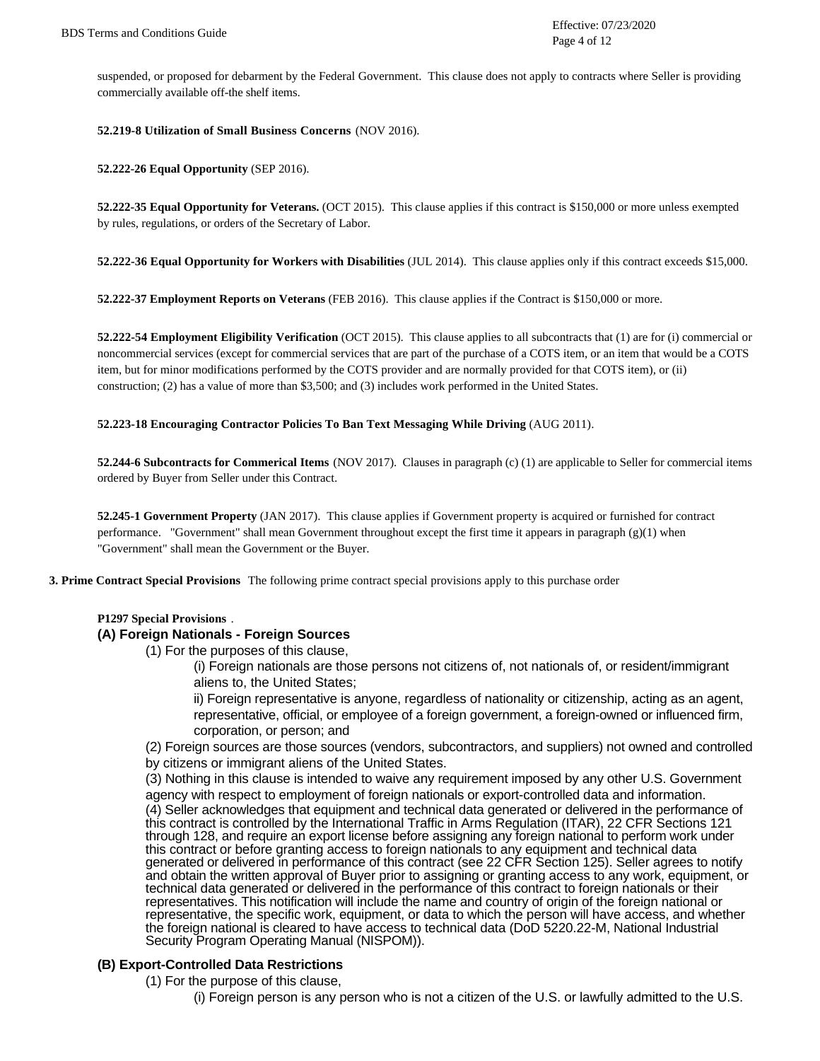suspended, or proposed for debarment by the Federal Government. This clause does not apply to contracts where Seller is providing commercially available off-the shelf items.

**52.219-8 Utilization of Small Business Concerns** (NOV 2016).

**52.222-26 Equal Opportunity** (SEP 2016).

**52.222-35 Equal Opportunity for Veterans.** (OCT 2015). This clause applies if this contract is $150,000 or more unless exempted by rules, regulations, or orders of the Secretary of Labor.

**52.222-36 Equal Opportunity for Workers with Disabilities** (JUL 2014). This clause applies only if this contract exceeds $15,000.

**52.222-37 Employment Reports on Veterans** (FEB 2016). This clause applies if the Contract is $150,000 or more.

**52.222-54 Employment Eligibility Verification** (OCT 2015). This clause applies to all subcontracts that (1) are for (i) commercial or noncommercial services (except for commercial services that are part of the purchase of a COTS item, or an item that would be a COTS item, but for minor modifications performed by the COTS provider and are normally provided for that COTS item), or (ii) construction; (2) has a value of more than $3,500; and (3) includes work performed in the United States.

**52.223-18 Encouraging Contractor Policies To Ban Text Messaging While Driving** (AUG 2011).

**52.244-6 Subcontracts for Commerical Items** (NOV 2017). Clauses in paragraph (c) (1) are applicable to Seller for commercial items ordered by Buyer from Seller under this Contract.

**52.245-1 Government Property** (JAN 2017). This clause applies if Government property is acquired or furnished for contract performance. "Government" shall mean Government throughout except the first time it appears in paragraph (g)(1) when "Government" shall mean the Government or the Buyer.

**3. Prime Contract Special Provisions** The following prime contract special provisions apply to this purchase order

**P1297 Special Provisions** .

**(A) Foreign Nationals - Foreign Sources**

(1) For the purposes of this clause,

(i) Foreign nationals are those persons not citizens of, not nationals of, or resident/immigrant aliens to, the United States;

ii) Foreign representative is anyone, regardless of nationality or citizenship, acting as an agent, representative, official, or employee of a foreign government, a foreign-owned or influenced firm, corporation, or person; and

(2) Foreign sources are those sources (vendors, subcontractors, and suppliers) not owned and controlled by citizens or immigrant aliens of the United States.

(3) Nothing in this clause is intended to waive any requirement imposed by any other U.S. Government agency with respect to employment of foreign nationals or export-controlled data and information.

(4) Seller acknowledges that equipment and technical data generated or delivered in the performance of this contract is controlled by the International Traffic in Arms Regulation (ITAR), 22 CFR Sections 121 through 128, and require an export license before assigning any foreign national to perform work under this contract or before granting access to foreign nationals to any equipment and technical data generated or delivered in performance of this contract (see 22 CFR Section 125). Seller agrees to notify and obtain the written approval of Buyer prior to assigning or granting access to any work, equipment, or technical data generated or delivered in the performance of this contract to foreign nationals or their representatives. This notification will include the name and country of origin of the foreign national or representative, the specific work, equipment, or data to which the person will have access, and whether the foreign national is cleared to have access to technical data (DoD 5220.22-M, National Industrial Security Program Operating Manual (NISPOM)).

**(B) Export-Controlled Data Restrictions**

(1) For the purpose of this clause,

(i) Foreign person is any person who is not a citizen of the U.S. or lawfully admitted to the U.S.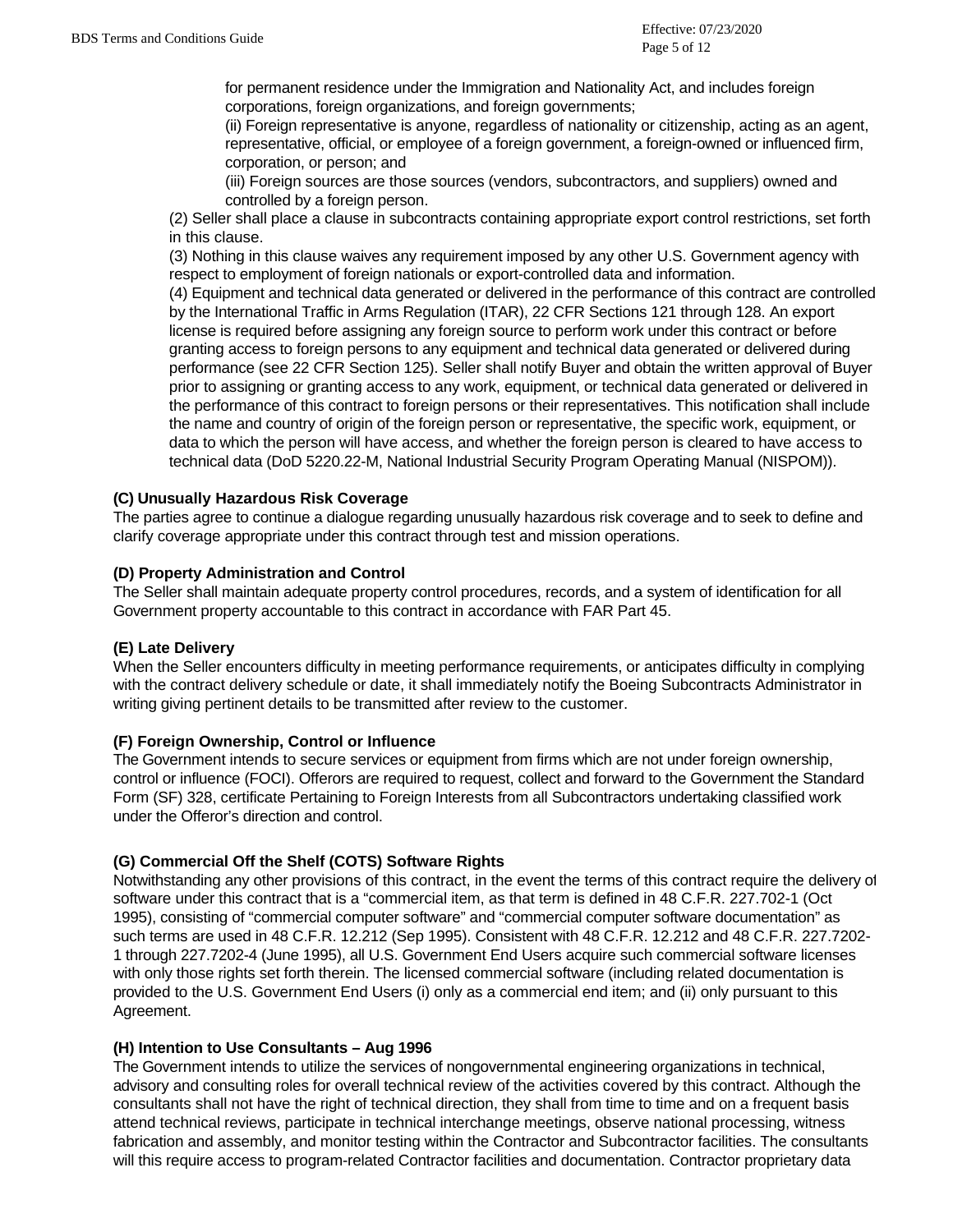for permanent residence under the Immigration and Nationality Act, and includes foreign corporations, foreign organizations, and foreign governments;

(ii) Foreign representative is anyone, regardless of nationality or citizenship, acting as an agent, representative, official, or employee of a foreign government, a foreign-owned or influenced firm, corporation, or person; and

(iii) Foreign sources are those sources (vendors, subcontractors, and suppliers) owned and controlled by a foreign person.

(2) Seller shall place a clause in subcontracts containing appropriate export control restrictions, set forth in this clause.

(3) Nothing in this clause waives any requirement imposed by any other U.S. Government agency with respect to employment of foreign nationals or export-controlled data and information.

(4) Equipment and technical data generated or delivered in the performance of this contract are controlled by the International Traffic in Arms Regulation (ITAR), 22 CFR Sections 121 through 128. An export license is required before assigning any foreign source to perform work under this contract or before granting access to foreign persons to any equipment and technical data generated or delivered during performance (see 22 CFR Section 125). Seller shall notify Buyer and obtain the written approval of Buyer prior to assigning or granting access to any work, equipment, or technical data generated or delivered in the performance of this contract to foreign persons or their representatives. This notification shall include the name and country of origin of the foreign person or representative, the specific work, equipment, or data to which the person will have access, and whether the foreign person is cleared to have access to technical data (DoD 5220.22-M, National Industrial Security Program Operating Manual (NISPOM)).

**(C) Unusually Hazardous Risk Coverage**

The parties agree to continue a dialogue regarding unusually hazardous risk coverage and to seek to define and clarify coverage appropriate under this contract through test and mission operations.

**(D) Property Administration and Control**

The Seller shall maintain adequate property control procedures, records, and a system of identification for all Government property accountable to this contract in accordance with FAR Part 45.

**(E) Late Delivery**

When the Seller encounters difficulty in meeting performance requirements, or anticipates difficulty in complying with the contract delivery schedule or date, it shall immediately notify the Boeing Subcontracts Administrator in writing giving pertinent details to be transmitted after review to the customer.

**(F) Foreign Ownership, Control or Influence**

The Government intends to secure services or equipment from firms which are not under foreign ownership, control or influence (FOCI). Offerors are required to request, collect and forward to the Government the Standard Form (SF) 328, certificate Pertaining to Foreign Interests from all Subcontractors undertaking classified work under the Offeror's direction and control.

**(G) Commercial Off the Shelf (COTS) Software Rights**

Notwithstanding any other provisions of this contract, in the event the terms of this contract require the delivery of software under this contract that is a "commercial item, as that term is defined in 48 C.F.R. 227.702-1 (Oct 1995), consisting of "commercial computer software" and "commercial computer software documentation" as such terms are used in 48 C.F.R. 12.212 (Sep 1995). Consistent with 48 C.F.R. 12.212 and 48 C.F.R. 227.7202-1 through 227.7202-4 (June 1995), all U.S. Government End Users acquire such commercial software licenses with only those rights set forth therein. The licensed commercial software (including related documentation is provided to the U.S. Government End Users (i) only as a commercial end item; and (ii) only pursuant to this Agreement.

**(H) Intention to Use Consultants – Aug 1996**

The Government intends to utilize the services of nongovernmental engineering organizations in technical, advisory and consulting roles for overall technical review of the activities covered by this contract. Although the consultants shall not have the right of technical direction, they shall from time to time and on a frequent basis attend technical reviews, participate in technical interchange meetings, observe national processing, witness fabrication and assembly, and monitor testing within the Contractor and Subcontractor facilities. The consultants will this require access to program-related Contractor facilities and documentation. Contractor proprietary data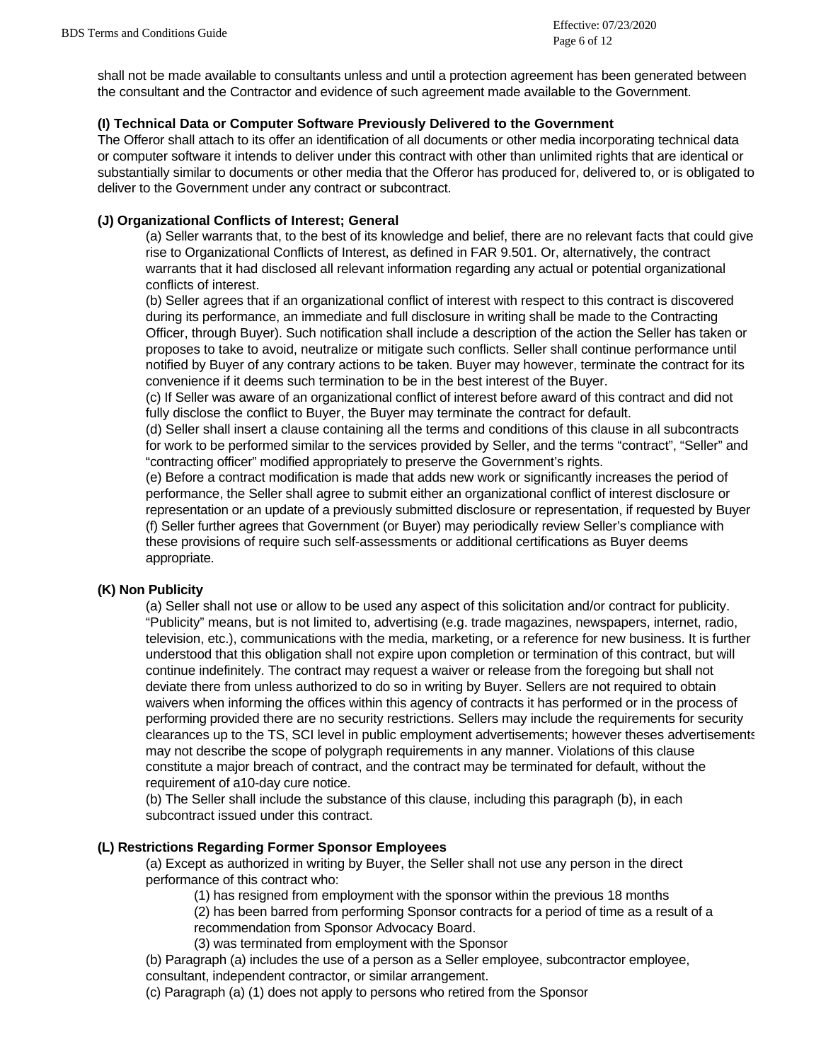shall not be made available to consultants unless and until a protection agreement has been generated between the consultant and the Contractor and evidence of such agreement made available to the Government.

**(I) Technical Data or Computer Software Previously Delivered to the Government**

The Offeror shall attach to its offer an identification of all documents or other media incorporating technical data or computer software it intends to deliver under this contract with other than unlimited rights that are identical or substantially similar to documents or other media that the Offeror has produced for, delivered to, or is obligated to deliver to the Government under any contract or subcontract.

**(J) Organizational Conflicts of Interest; General**

(a) Seller warrants that, to the best of its knowledge and belief, there are no relevant facts that could give rise to Organizational Conflicts of Interest, as defined in FAR 9.501. Or, alternatively, the contract warrants that it had disclosed all relevant information regarding any actual or potential organizational conflicts of interest.

(b) Seller agrees that if an organizational conflict of interest with respect to this contract is discovered during its performance, an immediate and full disclosure in writing shall be made to the Contracting Officer, through Buyer). Such notification shall include a description of the action the Seller has taken or proposes to take to avoid, neutralize or mitigate such conflicts. Seller shall continue performance until notified by Buyer of any contrary actions to be taken. Buyer may however, terminate the contract for its convenience if it deems such termination to be in the best interest of the Buyer.

(c) If Seller was aware of an organizational conflict of interest before award of this contract and did not fully disclose the conflict to Buyer, the Buyer may terminate the contract for default.

(d) Seller shall insert a clause containing all the terms and conditions of this clause in all subcontracts for work to be performed similar to the services provided by Seller, and the terms "contract", "Seller" and "contracting officer" modified appropriately to preserve the Government's rights.

(e) Before a contract modification is made that adds new work or significantly increases the period of performance, the Seller shall agree to submit either an organizational conflict of interest disclosure or representation or an update of a previously submitted disclosure or representation, if requested by Buyer

(f) Seller further agrees that Government (or Buyer) may periodically review Seller's compliance with these provisions of require such self-assessments or additional certifications as Buyer deems appropriate.

**(K) Non Publicity**

(a) Seller shall not use or allow to be used any aspect of this solicitation and/or contract for publicity. "Publicity" means, but is not limited to, advertising (e.g. trade magazines, newspapers, internet, radio, television, etc.), communications with the media, marketing, or a reference for new business. It is further understood that this obligation shall not expire upon completion or termination of this contract, but will continue indefinitely. The contract may request a waiver or release from the foregoing but shall not deviate there from unless authorized to do so in writing by Buyer. Sellers are not required to obtain waivers when informing the offices within this agency of contracts it has performed or in the process of performing provided there are no security restrictions. Sellers may include the requirements for security clearances up to the TS, SCI level in public employment advertisements; however theses advertisements may not describe the scope of polygraph requirements in any manner. Violations of this clause constitute a major breach of contract, and the contract may be terminated for default, without the requirement of a10-day cure notice.

(b) The Seller shall include the substance of this clause, including this paragraph (b), in each subcontract issued under this contract.

**(L) Restrictions Regarding Former Sponsor Employees**

(a) Except as authorized in writing by Buyer, the Seller shall not use any person in the direct performance of this contract who:

(1) has resigned from employment with the sponsor within the previous 18 months

(2) has been barred from performing Sponsor contracts for a period of time as a result of a recommendation from Sponsor Advocacy Board.

(3) was terminated from employment with the Sponsor

(b) Paragraph (a) includes the use of a person as a Seller employee, subcontractor employee, consultant, independent contractor, or similar arrangement.

(c) Paragraph (a) (1) does not apply to persons who retired from the Sponsor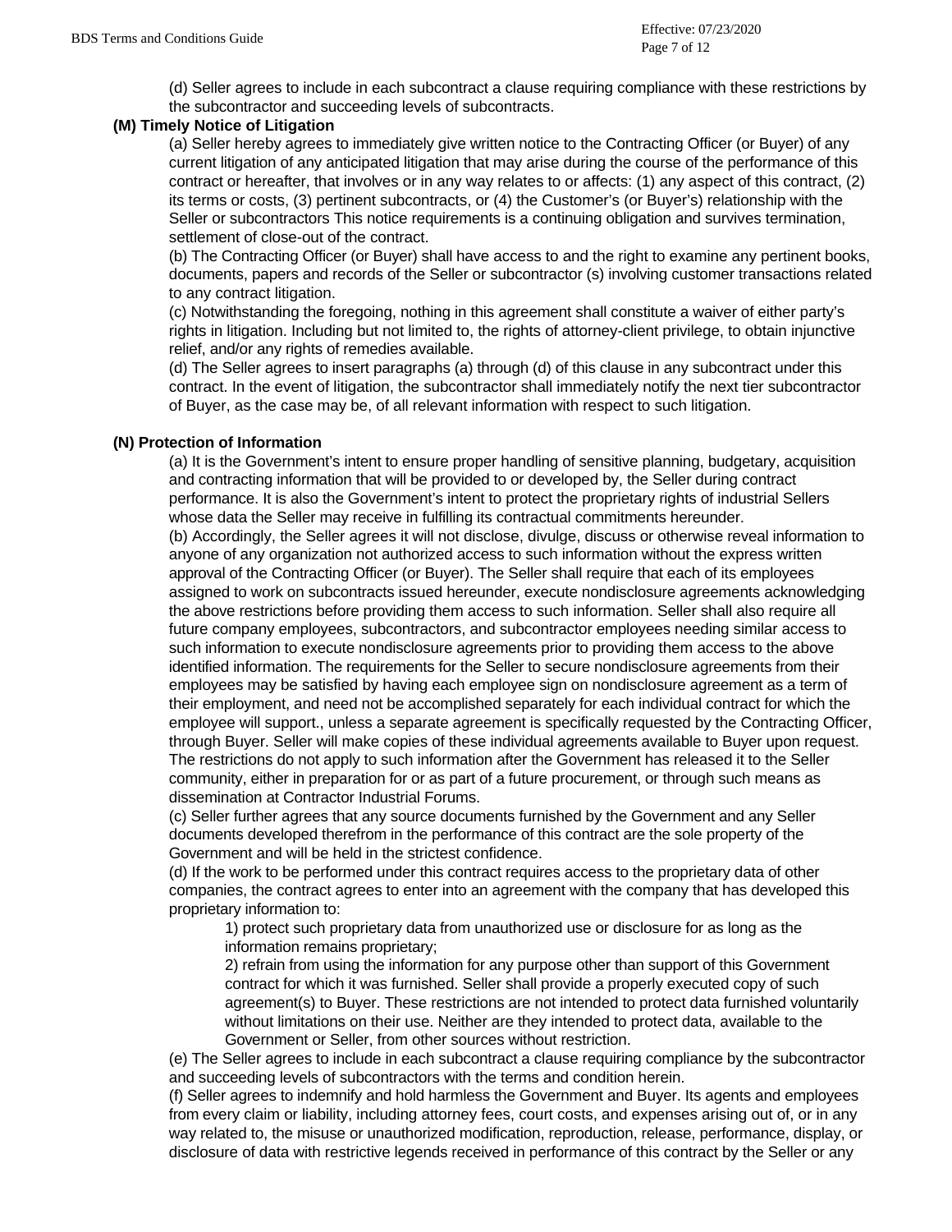(d) Seller agrees to include in each subcontract a clause requiring compliance with these restrictions by the subcontractor and succeeding levels of subcontracts.

**(M) Timely Notice of Litigation**

(a) Seller hereby agrees to immediately give written notice to the Contracting Officer (or Buyer) of any current litigation of any anticipated litigation that may arise during the course of the performance of this contract or hereafter, that involves or in any way relates to or affects: (1) any aspect of this contract, (2) its terms or costs, (3) pertinent subcontracts, or (4) the Customer's (or Buyer's) relationship with the Seller or subcontractors This notice requirements is a continuing obligation and survives termination, settlement of close-out of the contract.

(b) The Contracting Officer (or Buyer) shall have access to and the right to examine any pertinent books, documents, papers and records of the Seller or subcontractor (s) involving customer transactions related to any contract litigation.

(c) Notwithstanding the foregoing, nothing in this agreement shall constitute a waiver of either party's rights in litigation. Including but not limited to, the rights of attorney-client privilege, to obtain injunctive relief, and/or any rights of remedies available.

(d) The Seller agrees to insert paragraphs (a) through (d) of this clause in any subcontract under this contract. In the event of litigation, the subcontractor shall immediately notify the next tier subcontractor of Buyer, as the case may be, of all relevant information with respect to such litigation.

**(N) Protection of Information**

(a) It is the Government's intent to ensure proper handling of sensitive planning, budgetary, acquisition and contracting information that will be provided to or developed by, the Seller during contract performance. It is also the Government's intent to protect the proprietary rights of industrial Sellers whose data the Seller may receive in fulfilling its contractual commitments hereunder.

(b) Accordingly, the Seller agrees it will not disclose, divulge, discuss or otherwise reveal information to anyone of any organization not authorized access to such information without the express written approval of the Contracting Officer (or Buyer). The Seller shall require that each of its employees assigned to work on subcontracts issued hereunder, execute nondisclosure agreements acknowledging the above restrictions before providing them access to such information. Seller shall also require all future company employees, subcontractors, and subcontractor employees needing similar access to such information to execute nondisclosure agreements prior to providing them access to the above identified information. The requirements for the Seller to secure nondisclosure agreements from their employees may be satisfied by having each employee sign on nondisclosure agreement as a term of their employment, and need not be accomplished separately for each individual contract for which the employee will support., unless a separate agreement is specifically requested by the Contracting Officer, through Buyer. Seller will make copies of these individual agreements available to Buyer upon request. The restrictions do not apply to such information after the Government has released it to the Seller community, either in preparation for or as part of a future procurement, or through such means as dissemination at Contractor Industrial Forums.

(c) Seller further agrees that any source documents furnished by the Government and any Seller documents developed therefrom in the performance of this contract are the sole property of the Government and will be held in the strictest confidence.

(d) If the work to be performed under this contract requires access to the proprietary data of other companies, the contract agrees to enter into an agreement with the company that has developed this proprietary information to:

1) protect such proprietary data from unauthorized use or disclosure for as long as the information remains proprietary;

2) refrain from using the information for any purpose other than support of this Government contract for which it was furnished. Seller shall provide a properly executed copy of such agreement(s) to Buyer. These restrictions are not intended to protect data furnished voluntarily without limitations on their use. Neither are they intended to protect data, available to the Government or Seller, from other sources without restriction.

(e) The Seller agrees to include in each subcontract a clause requiring compliance by the subcontractor and succeeding levels of subcontractors with the terms and condition herein.

(f) Seller agrees to indemnify and hold harmless the Government and Buyer. Its agents and employees from every claim or liability, including attorney fees, court costs, and expenses arising out of, or in any way related to, the misuse or unauthorized modification, reproduction, release, performance, display, or disclosure of data with restrictive legends received in performance of this contract by the Seller or any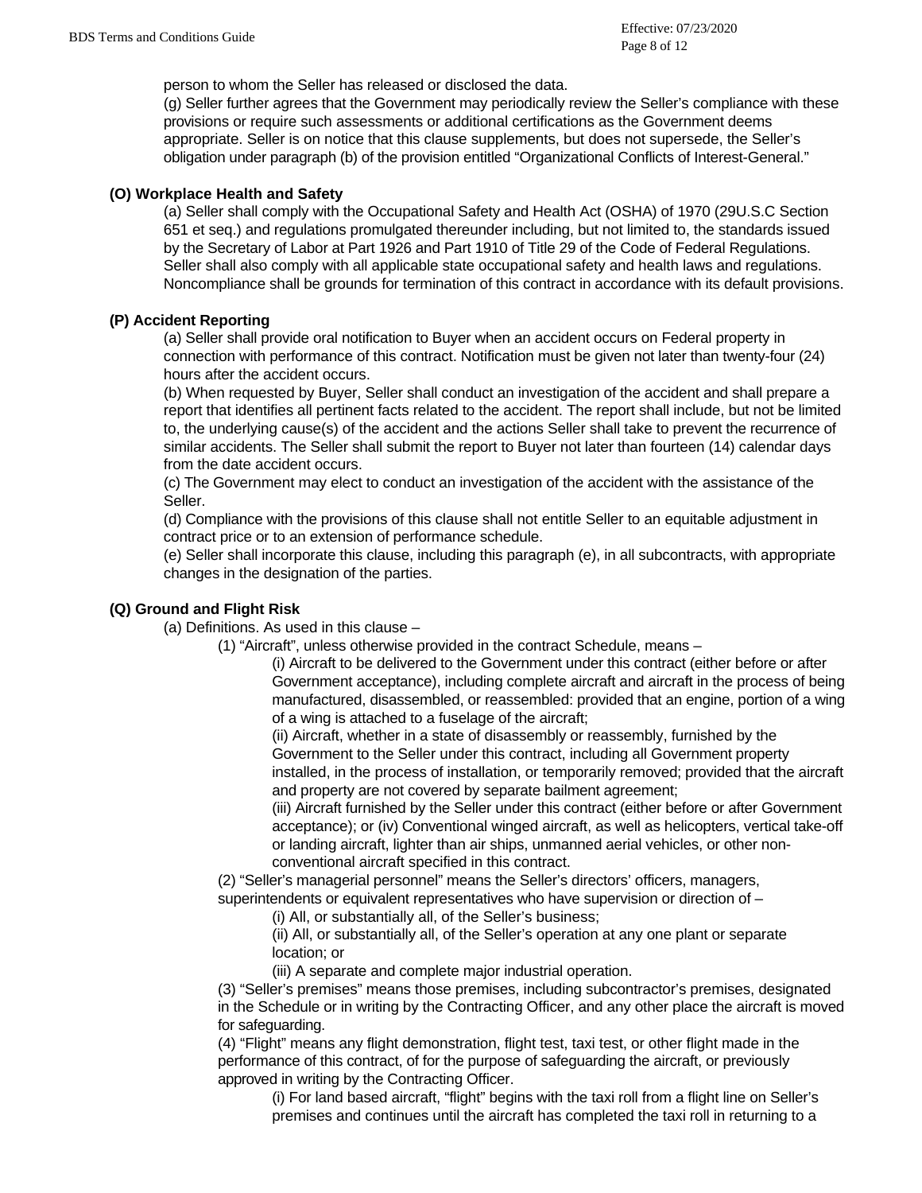person to whom the Seller has released or disclosed the data.

(g) Seller further agrees that the Government may periodically review the Seller's compliance with these provisions or require such assessments or additional certifications as the Government deems appropriate. Seller is on notice that this clause supplements, but does not supersede, the Seller's obligation under paragraph (b) of the provision entitled "Organizational Conflicts of Interest-General."

**(O) Workplace Health and Safety**

(a) Seller shall comply with the Occupational Safety and Health Act (OSHA) of 1970 (29U.S.C Section 651 et seq.) and regulations promulgated thereunder including, but not limited to, the standards issued by the Secretary of Labor at Part 1926 and Part 1910 of Title 29 of the Code of Federal Regulations. Seller shall also comply with all applicable state occupational safety and health laws and regulations. Noncompliance shall be grounds for termination of this contract in accordance with its default provisions.

**(P) Accident Reporting**

(a) Seller shall provide oral notification to Buyer when an accident occurs on Federal property in connection with performance of this contract. Notification must be given not later than twenty-four (24) hours after the accident occurs.

(b) When requested by Buyer, Seller shall conduct an investigation of the accident and shall prepare a report that identifies all pertinent facts related to the accident. The report shall include, but not be limited to, the underlying cause(s) of the accident and the actions Seller shall take to prevent the recurrence of similar accidents. The Seller shall submit the report to Buyer not later than fourteen (14) calendar days from the date accident occurs.

(c) The Government may elect to conduct an investigation of the accident with the assistance of the Seller.

(d) Compliance with the provisions of this clause shall not entitle Seller to an equitable adjustment in contract price or to an extension of performance schedule.

(e) Seller shall incorporate this clause, including this paragraph (e), in all subcontracts, with appropriate changes in the designation of the parties.

**(Q) Ground and Flight Risk**

(a) Definitions. As used in this clause –

(1) "Aircraft", unless otherwise provided in the contract Schedule, means –

(i) Aircraft to be delivered to the Government under this contract (either before or after Government acceptance), including complete aircraft and aircraft in the process of being manufactured, disassembled, or reassembled: provided that an engine, portion of a wing of a wing is attached to a fuselage of the aircraft;

(ii) Aircraft, whether in a state of disassembly or reassembly, furnished by the Government to the Seller under this contract, including all Government property installed, in the process of installation, or temporarily removed; provided that the aircraft and property are not covered by separate bailment agreement;

(iii) Aircraft furnished by the Seller under this contract (either before or after Government acceptance); or (iv) Conventional winged aircraft, as well as helicopters, vertical take-off or landing aircraft, lighter than air ships, unmanned aerial vehicles, or other non-conventional aircraft specified in this contract.

(2) "Seller's managerial personnel" means the Seller's directors' officers, managers, superintendents or equivalent representatives who have supervision or direction of –

(i) All, or substantially all, of the Seller's business;

(ii) All, or substantially all, of the Seller's operation at any one plant or separate location; or

(iii) A separate and complete major industrial operation.

(3) "Seller's premises" means those premises, including subcontractor's premises, designated in the Schedule or in writing by the Contracting Officer, and any other place the aircraft is moved for safeguarding.

(4) "Flight" means any flight demonstration, flight test, taxi test, or other flight made in the performance of this contract, of for the purpose of safeguarding the aircraft, or previously approved in writing by the Contracting Officer.

(i) For land based aircraft, "flight" begins with the taxi roll from a flight line on Seller's premises and continues until the aircraft has completed the taxi roll in returning to a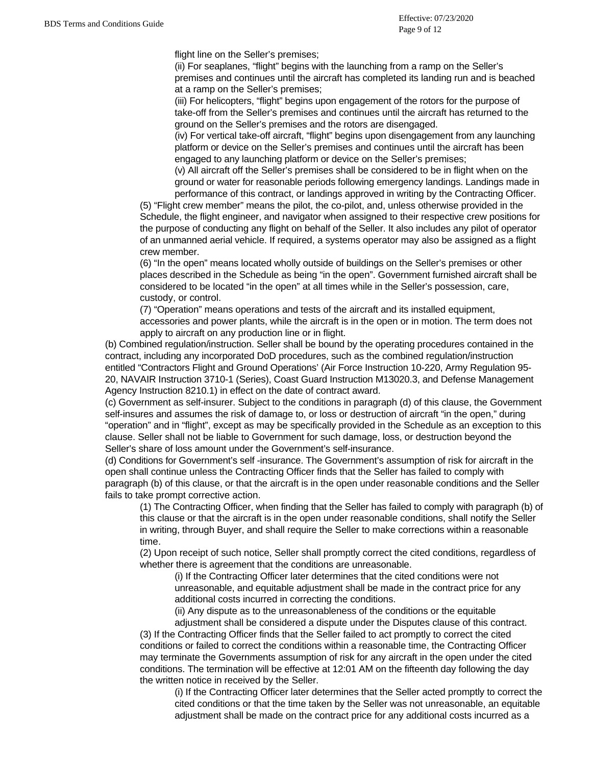flight line on the Seller's premises;

(ii) For seaplanes, "flight" begins with the launching from a ramp on the Seller's premises and continues until the aircraft has completed its landing run and is beached at a ramp on the Seller's premises;

(iii) For helicopters, "flight" begins upon engagement of the rotors for the purpose of take-off from the Seller's premises and continues until the aircraft has returned to the ground on the Seller's premises and the rotors are disengaged.

(iv) For vertical take-off aircraft, "flight" begins upon disengagement from any launching platform or device on the Seller's premises and continues until the aircraft has been engaged to any launching platform or device on the Seller's premises;

(v) All aircraft off the Seller's premises shall be considered to be in flight when on the ground or water for reasonable periods following emergency landings. Landings made in performance of this contract, or landings approved in writing by the Contracting Officer.

(5) "Flight crew member" means the pilot, the co-pilot, and, unless otherwise provided in the Schedule, the flight engineer, and navigator when assigned to their respective crew positions for the purpose of conducting any flight on behalf of the Seller. It also includes any pilot of operator of an unmanned aerial vehicle. If required, a systems operator may also be assigned as a flight crew member.

(6) "In the open" means located wholly outside of buildings on the Seller's premises or other places described in the Schedule as being "in the open". Government furnished aircraft shall be considered to be located "in the open" at all times while in the Seller's possession, care, custody, or control.

(7) "Operation" means operations and tests of the aircraft and its installed equipment, accessories and power plants, while the aircraft is in the open or in motion. The term does not apply to aircraft on any production line or in flight.

(b) Combined regulation/instruction. Seller shall be bound by the operating procedures contained in the contract, including any incorporated DoD procedures, such as the combined regulation/instruction entitled "Contractors Flight and Ground Operations' (Air Force Instruction 10-220, Army Regulation 95-20, NAVAIR Instruction 3710-1 (Series), Coast Guard Instruction M13020.3, and Defense Management Agency Instruction 8210.1) in effect on the date of contract award.

(c) Government as self-insurer. Subject to the conditions in paragraph (d) of this clause, the Government self-insures and assumes the risk of damage to, or loss or destruction of aircraft "in the open," during "operation" and in "flight", except as may be specifically provided in the Schedule as an exception to this clause. Seller shall not be liable to Government for such damage, loss, or destruction beyond the Seller's share of loss amount under the Government's self-insurance.

(d) Conditions for Government's self -insurance. The Government's assumption of risk for aircraft in the open shall continue unless the Contracting Officer finds that the Seller has failed to comply with paragraph (b) of this clause, or that the aircraft is in the open under reasonable conditions and the Seller fails to take prompt corrective action.

(1) The Contracting Officer, when finding that the Seller has failed to comply with paragraph (b) of this clause or that the aircraft is in the open under reasonable conditions, shall notify the Seller in writing, through Buyer, and shall require the Seller to make corrections within a reasonable time.

(2) Upon receipt of such notice, Seller shall promptly correct the cited conditions, regardless of whether there is agreement that the conditions are unreasonable.

(i) If the Contracting Officer later determines that the cited conditions were not unreasonable, and equitable adjustment shall be made in the contract price for any additional costs incurred in correcting the conditions.

(ii) Any dispute as to the unreasonableness of the conditions or the equitable adjustment shall be considered a dispute under the Disputes clause of this contract.

(3) If the Contracting Officer finds that the Seller failed to act promptly to correct the cited conditions or failed to correct the conditions within a reasonable time, the Contracting Officer may terminate the Governments assumption of risk for any aircraft in the open under the cited conditions. The termination will be effective at 12:01 AM on the fifteenth day following the day the written notice in received by the Seller.

(i) If the Contracting Officer later determines that the Seller acted promptly to correct the cited conditions or that the time taken by the Seller was not unreasonable, an equitable adjustment shall be made on the contract price for any additional costs incurred as a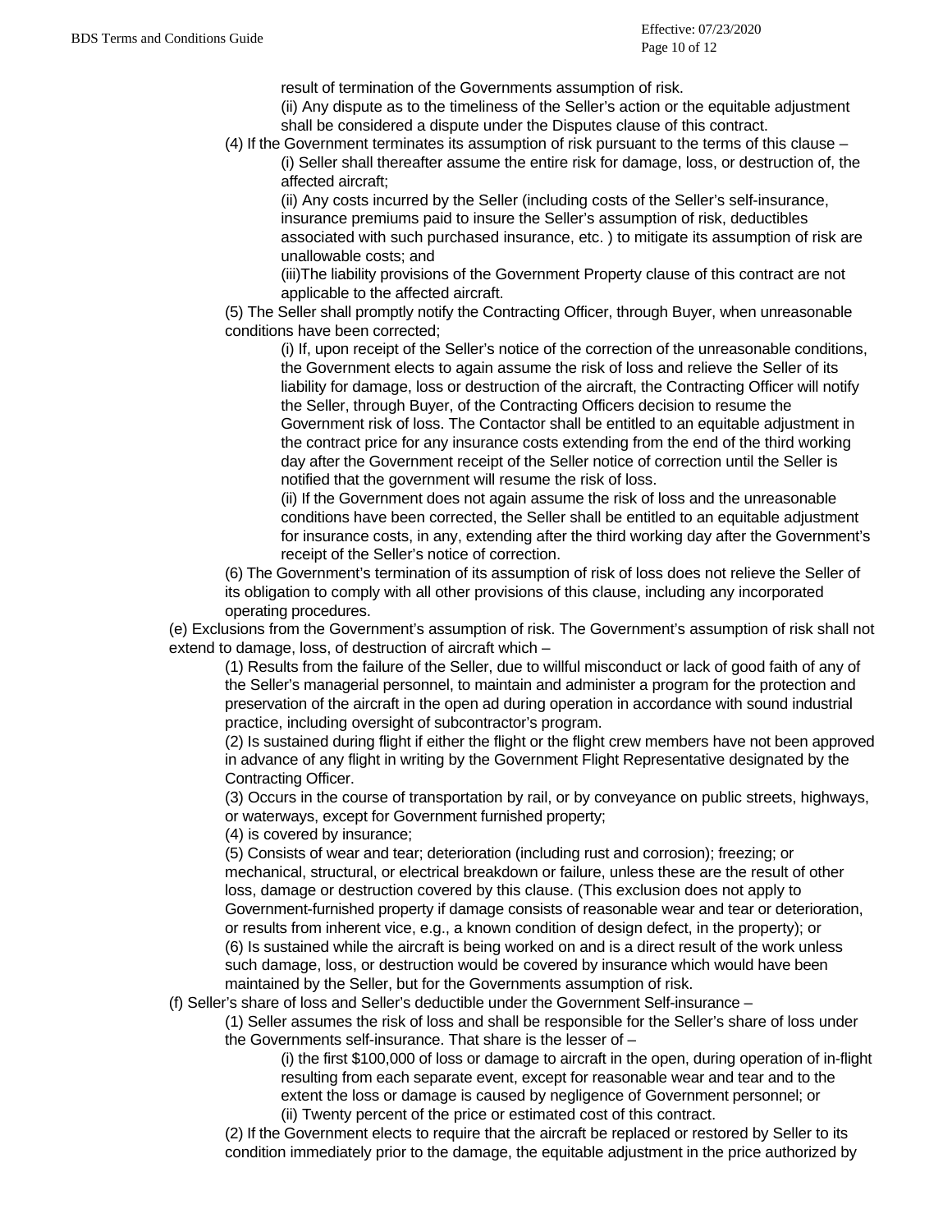result of termination of the Governments assumption of risk.

(ii) Any dispute as to the timeliness of the Seller's action or the equitable adjustment shall be considered a dispute under the Disputes clause of this contract.

(4) If the Government terminates its assumption of risk pursuant to the terms of this clause –

(i) Seller shall thereafter assume the entire risk for damage, loss, or destruction of, the affected aircraft;

(ii) Any costs incurred by the Seller (including costs of the Seller's self-insurance, insurance premiums paid to insure the Seller's assumption of risk, deductibles associated with such purchased insurance, etc. ) to mitigate its assumption of risk are unallowable costs; and

(iii)The liability provisions of the Government Property clause of this contract are not applicable to the affected aircraft.

(5) The Seller shall promptly notify the Contracting Officer, through Buyer, when unreasonable conditions have been corrected;

(i) If, upon receipt of the Seller's notice of the correction of the unreasonable conditions, the Government elects to again assume the risk of loss and relieve the Seller of its liability for damage, loss or destruction of the aircraft, the Contracting Officer will notify the Seller, through Buyer, of the Contracting Officers decision to resume the Government risk of loss. The Contactor shall be entitled to an equitable adjustment in the contract price for any insurance costs extending from the end of the third working day after the Government receipt of the Seller notice of correction until the Seller is notified that the government will resume the risk of loss.

(ii) If the Government does not again assume the risk of loss and the unreasonable conditions have been corrected, the Seller shall be entitled to an equitable adjustment for insurance costs, in any, extending after the third working day after the Government's receipt of the Seller's notice of correction.

(6) The Government's termination of its assumption of risk of loss does not relieve the Seller of its obligation to comply with all other provisions of this clause, including any incorporated operating procedures.

(e) Exclusions from the Government's assumption of risk. The Government's assumption of risk shall not extend to damage, loss, of destruction of aircraft which –

(1) Results from the failure of the Seller, due to willful misconduct or lack of good faith of any of the Seller's managerial personnel, to maintain and administer a program for the protection and preservation of the aircraft in the open ad during operation in accordance with sound industrial practice, including oversight of subcontractor's program.

(2) Is sustained during flight if either the flight or the flight crew members have not been approved in advance of any flight in writing by the Government Flight Representative designated by the Contracting Officer.

(3) Occurs in the course of transportation by rail, or by conveyance on public streets, highways, or waterways, except for Government furnished property;

(4) is covered by insurance;

(5) Consists of wear and tear; deterioration (including rust and corrosion); freezing; or mechanical, structural, or electrical breakdown or failure, unless these are the result of other loss, damage or destruction covered by this clause. (This exclusion does not apply to Government-furnished property if damage consists of reasonable wear and tear or deterioration, or results from inherent vice, e.g., a known condition of design defect, in the property); or

(6) Is sustained while the aircraft is being worked on and is a direct result of the work unless such damage, loss, or destruction would be covered by insurance which would have been maintained by the Seller, but for the Governments assumption of risk.

(f) Seller's share of loss and Seller's deductible under the Government Self-insurance –

(1) Seller assumes the risk of loss and shall be responsible for the Seller's share of loss under the Governments self-insurance. That share is the lesser of –

(i) the first $100,000 of loss or damage to aircraft in the open, during operation of in-flight resulting from each separate event, except for reasonable wear and tear and to the extent the loss or damage is caused by negligence of Government personnel; or

(ii) Twenty percent of the price or estimated cost of this contract.

(2) If the Government elects to require that the aircraft be replaced or restored by Seller to its condition immediately prior to the damage, the equitable adjustment in the price authorized by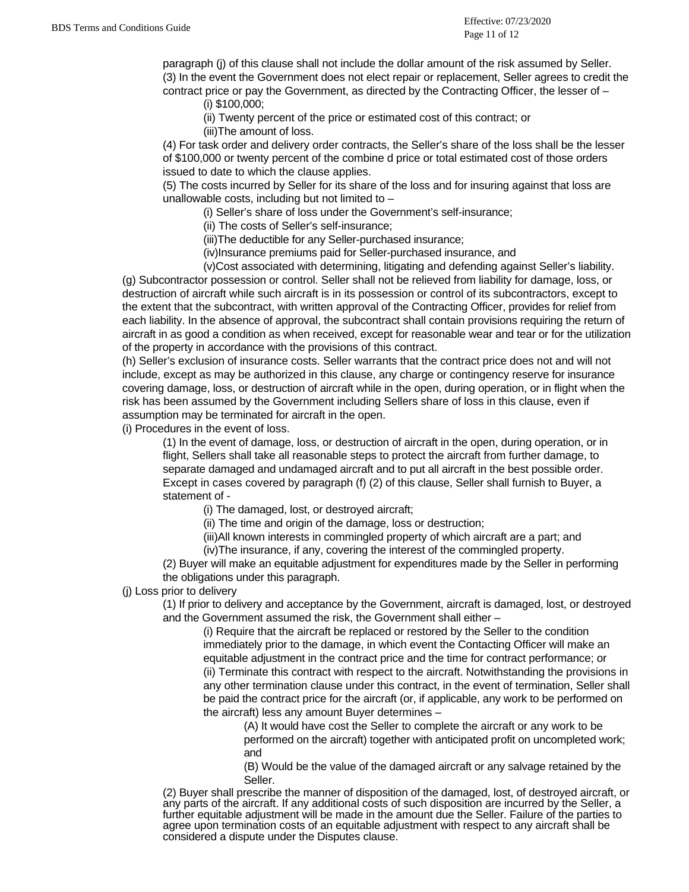paragraph (j) of this clause shall not include the dollar amount of the risk assumed by Seller.

(3) In the event the Government does not elect repair or replacement, Seller agrees to credit the contract price or pay the Government, as directed by the Contracting Officer, the lesser of –

(i) $100,000;

(ii) Twenty percent of the price or estimated cost of this contract; or

(iii)The amount of loss.

(4) For task order and delivery order contracts, the Seller's share of the loss shall be the lesser of $100,000 or twenty percent of the combine d price or total estimated cost of those orders issued to date to which the clause applies.

(5) The costs incurred by Seller for its share of the loss and for insuring against that loss are unallowable costs, including but not limited to –

(i) Seller's share of loss under the Government's self-insurance;

(ii) The costs of Seller's self-insurance;

(iii)The deductible for any Seller-purchased insurance;

(iv)Insurance premiums paid for Seller-purchased insurance, and

(v)Cost associated with determining, litigating and defending against Seller's liability.

(g) Subcontractor possession or control. Seller shall not be relieved from liability for damage, loss, or destruction of aircraft while such aircraft is in its possession or control of its subcontractors, except to the extent that the subcontract, with written approval of the Contracting Officer, provides for relief from each liability. In the absence of approval, the subcontract shall contain provisions requiring the return of aircraft in as good a condition as when received, except for reasonable wear and tear or for the utilization of the property in accordance with the provisions of this contract.

(h) Seller's exclusion of insurance costs. Seller warrants that the contract price does not and will not include, except as may be authorized in this clause, any charge or contingency reserve for insurance covering damage, loss, or destruction of aircraft while in the open, during operation, or in flight when the risk has been assumed by the Government including Sellers share of loss in this clause, even if assumption may be terminated for aircraft in the open.

(i) Procedures in the event of loss.

(1) In the event of damage, loss, or destruction of aircraft in the open, during operation, or in flight, Sellers shall take all reasonable steps to protect the aircraft from further damage, to separate damaged and undamaged aircraft and to put all aircraft in the best possible order. Except in cases covered by paragraph (f) (2) of this clause, Seller shall furnish to Buyer, a statement of -

(i) The damaged, lost, or destroyed aircraft;

(ii) The time and origin of the damage, loss or destruction;

(iii)All known interests in commingled property of which aircraft are a part; and

(iv)The insurance, if any, covering the interest of the commingled property.

(2) Buyer will make an equitable adjustment for expenditures made by the Seller in performing the obligations under this paragraph.

(j) Loss prior to delivery

(1) If prior to delivery and acceptance by the Government, aircraft is damaged, lost, or destroyed and the Government assumed the risk, the Government shall either –

(i) Require that the aircraft be replaced or restored by the Seller to the condition immediately prior to the damage, in which event the Contacting Officer will make an equitable adjustment in the contract price and the time for contract performance; or

(ii) Terminate this contract with respect to the aircraft. Notwithstanding the provisions in any other termination clause under this contract, in the event of termination, Seller shall be paid the contract price for the aircraft (or, if applicable, any work to be performed on the aircraft) less any amount Buyer determines –

(A) It would have cost the Seller to complete the aircraft or any work to be performed on the aircraft) together with anticipated profit on uncompleted work; and

(B) Would be the value of the damaged aircraft or any salvage retained by the Seller.

(2) Buyer shall prescribe the manner of disposition of the damaged, lost, of destroyed aircraft, or any parts of the aircraft. If any additional costs of such disposition are incurred by the Seller, a further equitable adjustment will be made in the amount due the Seller. Failure of the parties to agree upon termination costs of an equitable adjustment with respect to any aircraft shall be considered a dispute under the Disputes clause.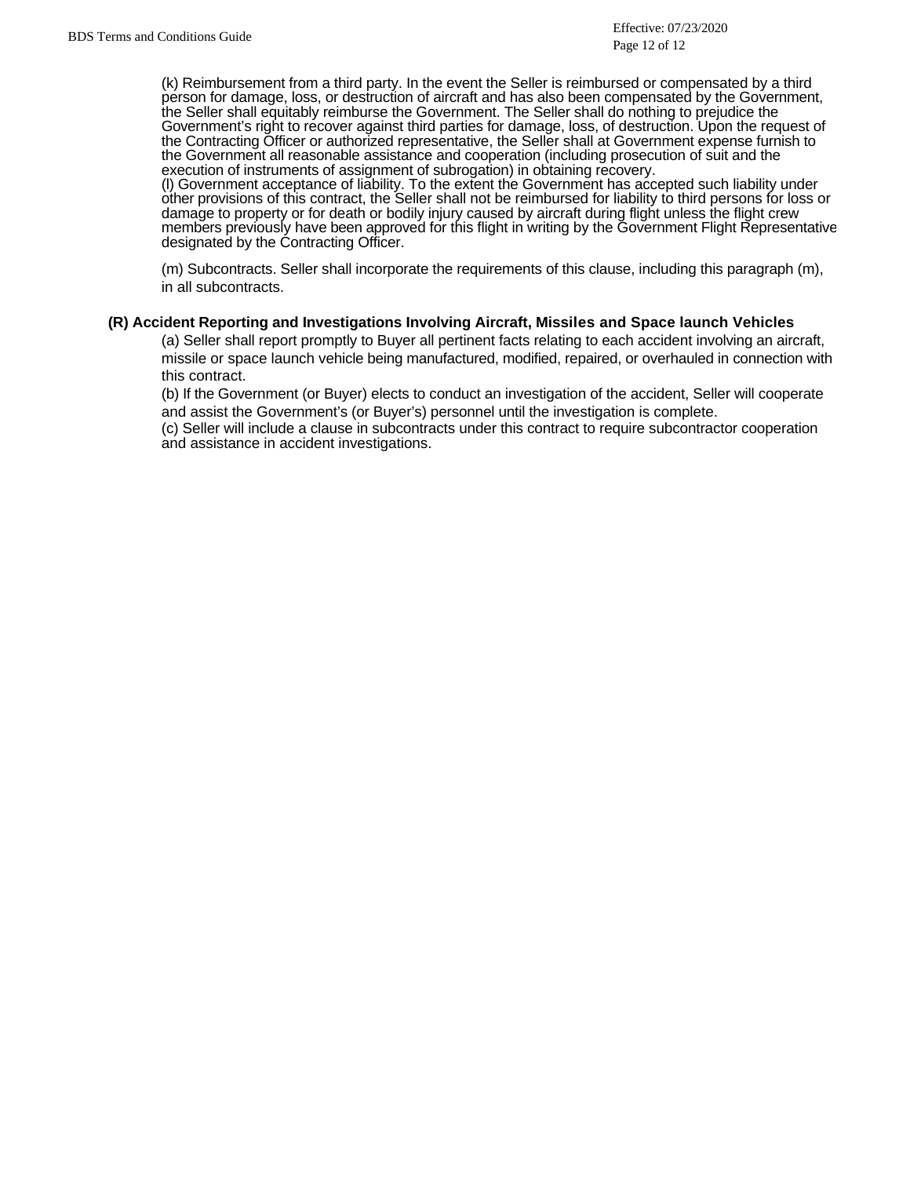(k) Reimbursement from a third party. In the event the Seller is reimbursed or compensated by a third person for damage, loss, or destruction of aircraft and has also been compensated by the Government, the Seller shall equitably reimburse the Government. The Seller shall do nothing to prejudice the Government's right to recover against third parties for damage, loss, of destruction. Upon the request of the Contracting Officer or authorized representative, the Seller shall at Government expense furnish to the Government all reasonable assistance and cooperation (including prosecution of suit and the execution of instruments of assignment of subrogation) in obtaining recovery.

(l) Government acceptance of liability. To the extent the Government has accepted such liability under other provisions of this contract, the Seller shall not be reimbursed for liability to third persons for loss or damage to property or for death or bodily injury caused by aircraft during flight unless the flight crew members previously have been approved for this flight in writing by the Government Flight Representative designated by the Contracting Officer.

(m) Subcontracts. Seller shall incorporate the requirements of this clause, including this paragraph (m), in all subcontracts.

**(R) Accident Reporting and Investigations Involving Aircraft, Missiles and Space launch Vehicles**

(a) Seller shall report promptly to Buyer all pertinent facts relating to each accident involving an aircraft, missile or space launch vehicle being manufactured, modified, repaired, or overhauled in connection with this contract.

(b) If the Government (or Buyer) elects to conduct an investigation of the accident, Seller will cooperate and assist the Government's (or Buyer's) personnel until the investigation is complete.

(c) Seller will include a clause in subcontracts under this contract to require subcontractor cooperation and assistance in accident investigations.